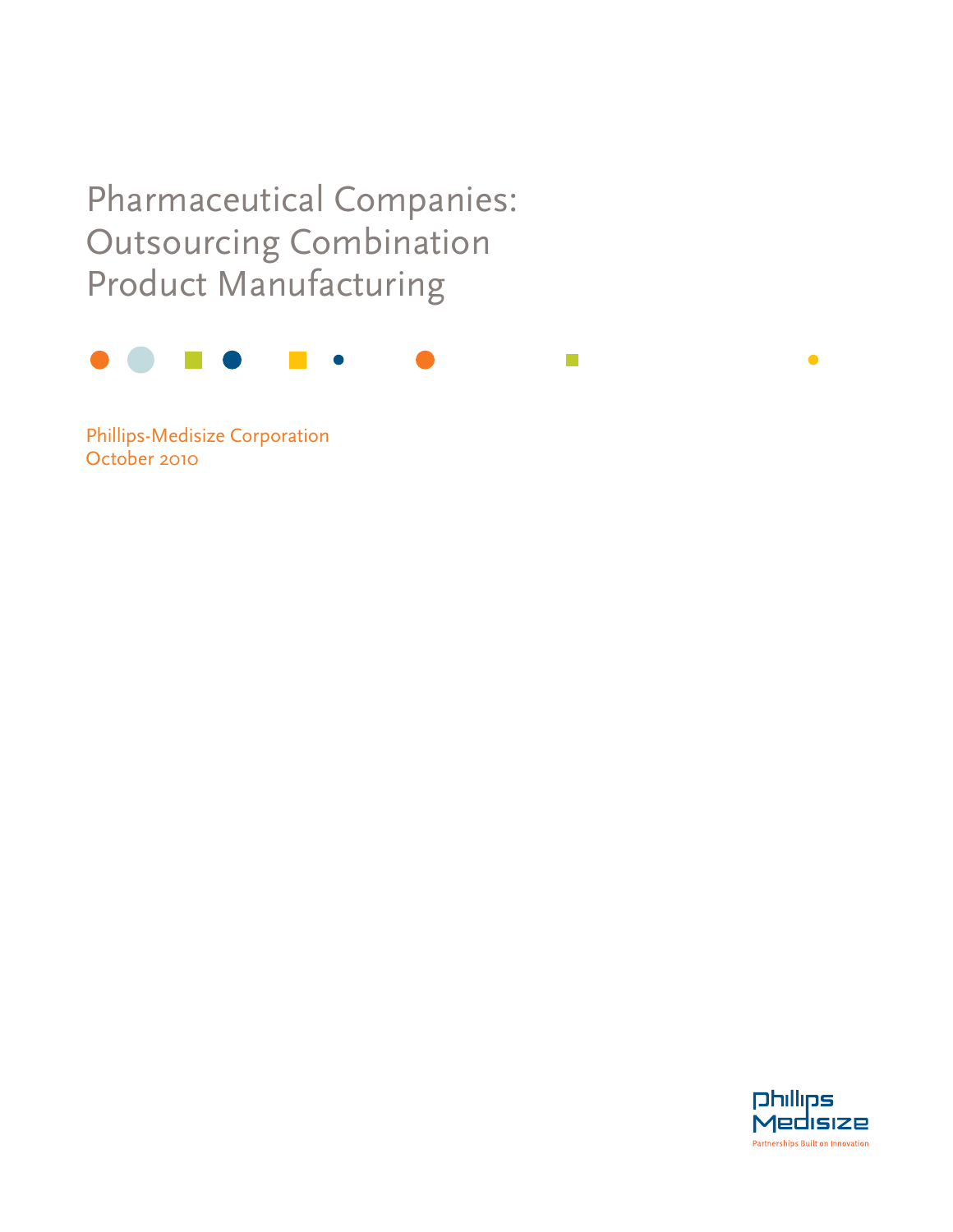# Pharmaceutical Companies: Outsourcing Combination Product Manufacturing

Phillips-Medisize Corporation
October 2010

Phillips Medisize
Partnerships Built on Innovation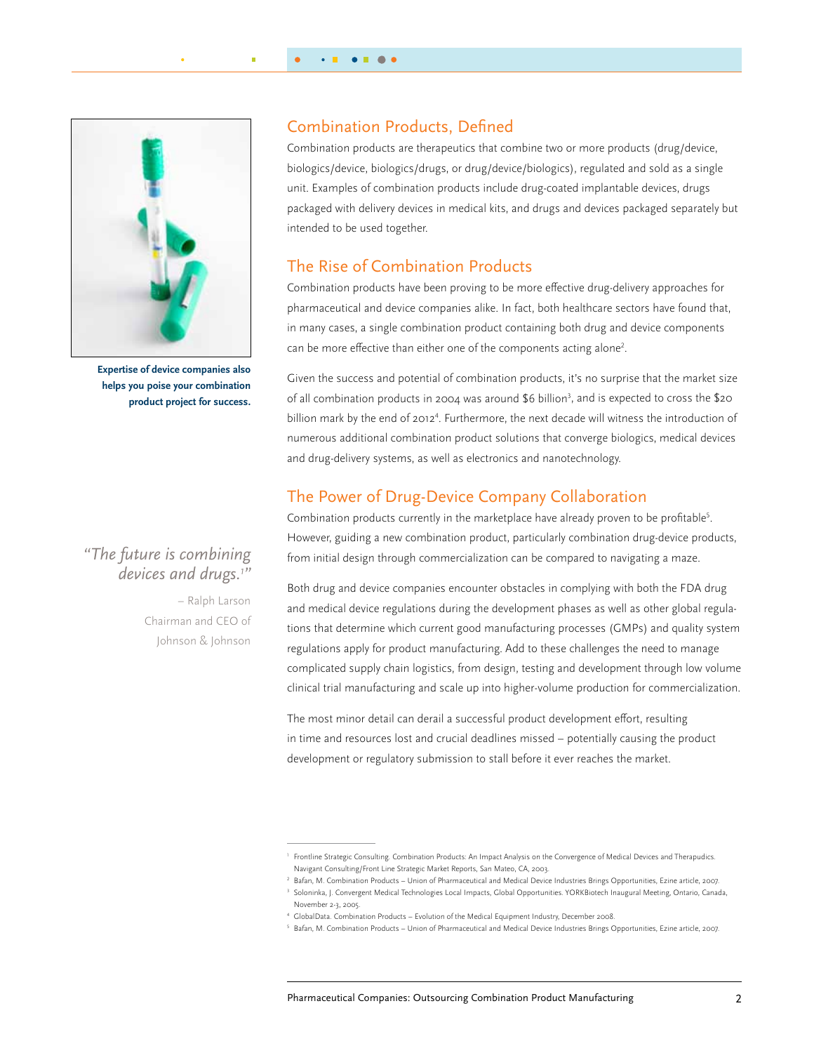Expertise of device companies also helps you poise your combination product project for success.

## Combination Products, Defined

Combination products are therapeutics that combine two or more products (drug/device, biologics/device, biologics/drugs, or drug/device/biologics), regulated and sold as a single unit. Examples of combination products include drug-coated implantable devices, drugs packaged with delivery devices in medical kits, and drugs and devices packaged separately but intended to be used together.

## The Rise of Combination Products

Combination products have been proving to be more effective drug-delivery approaches for pharmaceutical and device companies alike. In fact, both healthcare sectors have found that, in many cases, a single combination product containing both drug and device components can be more effective than either one of the components acting alone[2].

Given the success and potential of combination products, it's no surprise that the market size of all combination products in 2004 was around $6 billion[3], and is expected to cross the $20 billion mark by the end of 2012[4]. Furthermore, the next decade will witness the introduction of numerous additional combination product solutions that converge biologics, medical devices and drug-delivery systems, as well as electronics and nanotechnology.

## The Power of Drug-Device Company Collaboration

*"The future is combining devices and drugs.[1]"*

– Ralph Larson
Chairman and CEO of
Johnson & Johnson

Combination products currently in the marketplace have already proven to be profitable[5]. However, guiding a new combination product, particularly combination drug-device products, from initial design through commercialization can be compared to navigating a maze.

Both drug and device companies encounter obstacles in complying with both the FDA drug and medical device regulations during the development phases as well as other global regulations that determine which current good manufacturing processes (GMPs) and quality system regulations apply for product manufacturing. Add to these challenges the need to manage complicated supply chain logistics, from design, testing and development through low volume clinical trial manufacturing and scale up into higher-volume production for commercialization.

The most minor detail can derail a successful product development effort, resulting in time and resources lost and crucial deadlines missed – potentially causing the product development or regulatory submission to stall before it ever reaches the market.

---

[1] Frontline Strategic Consulting. Combination Products: An Impact Analysis on the Convergence of Medical Devices and Therapudics. Navigant Consulting/Front Line Strategic Market Reports, San Mateo, CA, 2003.

[2] Bafan, M. Combination Products – Union of Pharmaceutical and Medical Device Industries Brings Opportunities, Ezine article, 2007.

[3] Soloninka, J. Convergent Medical Technologies Local Impacts, Global Opportunities. YORKBiotech Inaugural Meeting, Ontario, Canada, November 2-3, 2005.

[4] GlobalData. Combination Products – Evolution of the Medical Equipment Industry, December 2008.

[5] Bafan, M. Combination Products – Union of Pharmaceutical and Medical Device Industries Brings Opportunities, Ezine article, 2007.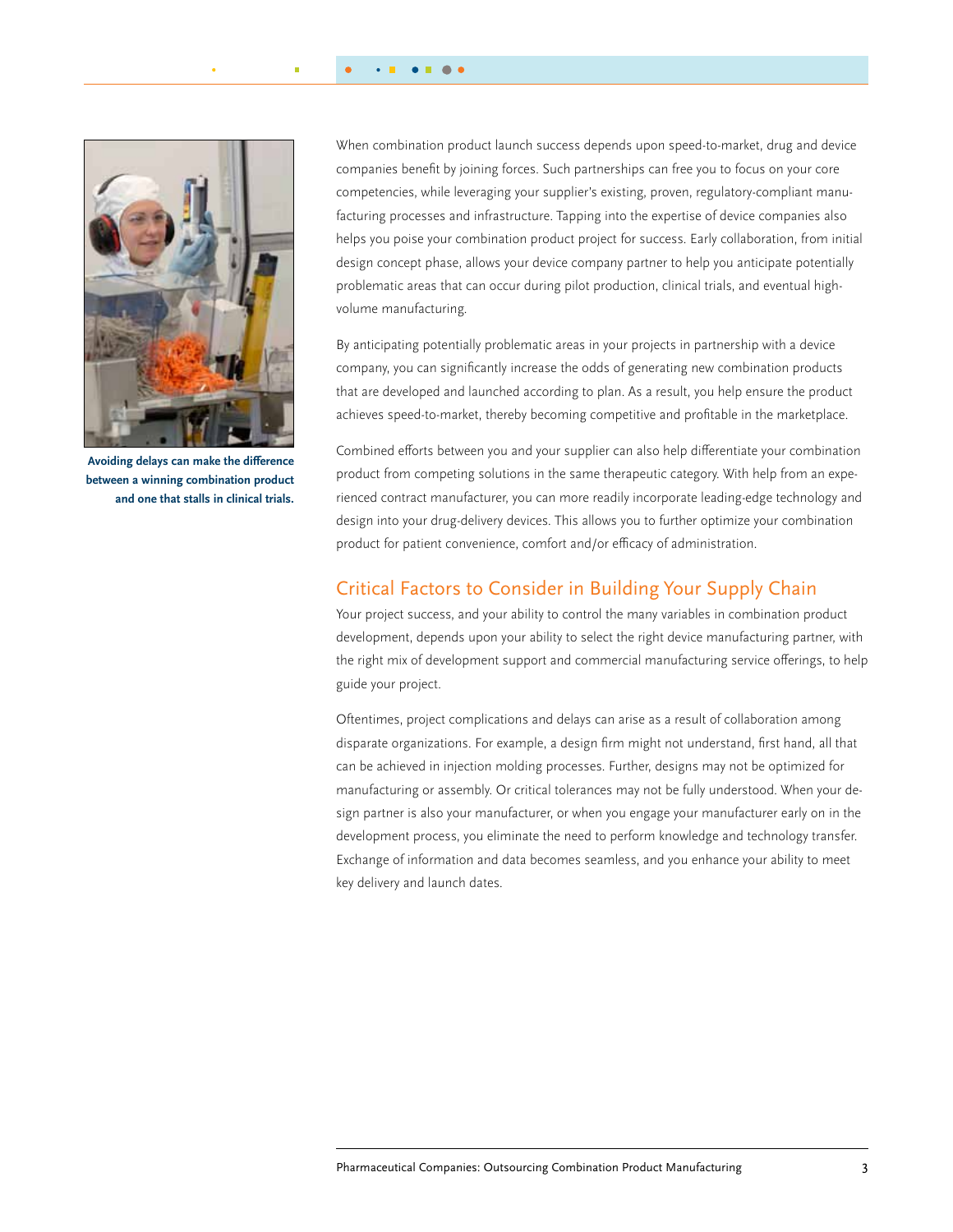**Avoiding delays can make the difference between a winning combination product and one that stalls in clinical trials.**

When combination product launch success depends upon speed-to-market, drug and device companies benefit by joining forces. Such partnerships can free you to focus on your core competencies, while leveraging your supplier's existing, proven, regulatory-compliant manufacturing processes and infrastructure. Tapping into the expertise of device companies also helps you poise your combination product project for success. Early collaboration, from initial design concept phase, allows your device company partner to help you anticipate potentially problematic areas that can occur during pilot production, clinical trials, and eventual high-volume manufacturing.

By anticipating potentially problematic areas in your projects in partnership with a device company, you can significantly increase the odds of generating new combination products that are developed and launched according to plan. As a result, you help ensure the product achieves speed-to-market, thereby becoming competitive and profitable in the marketplace.

Combined efforts between you and your supplier can also help differentiate your combination product from competing solutions in the same therapeutic category. With help from an experienced contract manufacturer, you can more readily incorporate leading-edge technology and design into your drug-delivery devices. This allows you to further optimize your combination product for patient convenience, comfort and/or efficacy of administration.

## Critical Factors to Consider in Building Your Supply Chain

Your project success, and your ability to control the many variables in combination product development, depends upon your ability to select the right device manufacturing partner, with the right mix of development support and commercial manufacturing service offerings, to help guide your project.

Oftentimes, project complications and delays can arise as a result of collaboration among disparate organizations. For example, a design firm might not understand, first hand, all that can be achieved in injection molding processes. Further, designs may not be optimized for manufacturing or assembly. Or critical tolerances may not be fully understood. When your design partner is also your manufacturer, or when you engage your manufacturer early on in the development process, you eliminate the need to perform knowledge and technology transfer. Exchange of information and data becomes seamless, and you enhance your ability to meet key delivery and launch dates.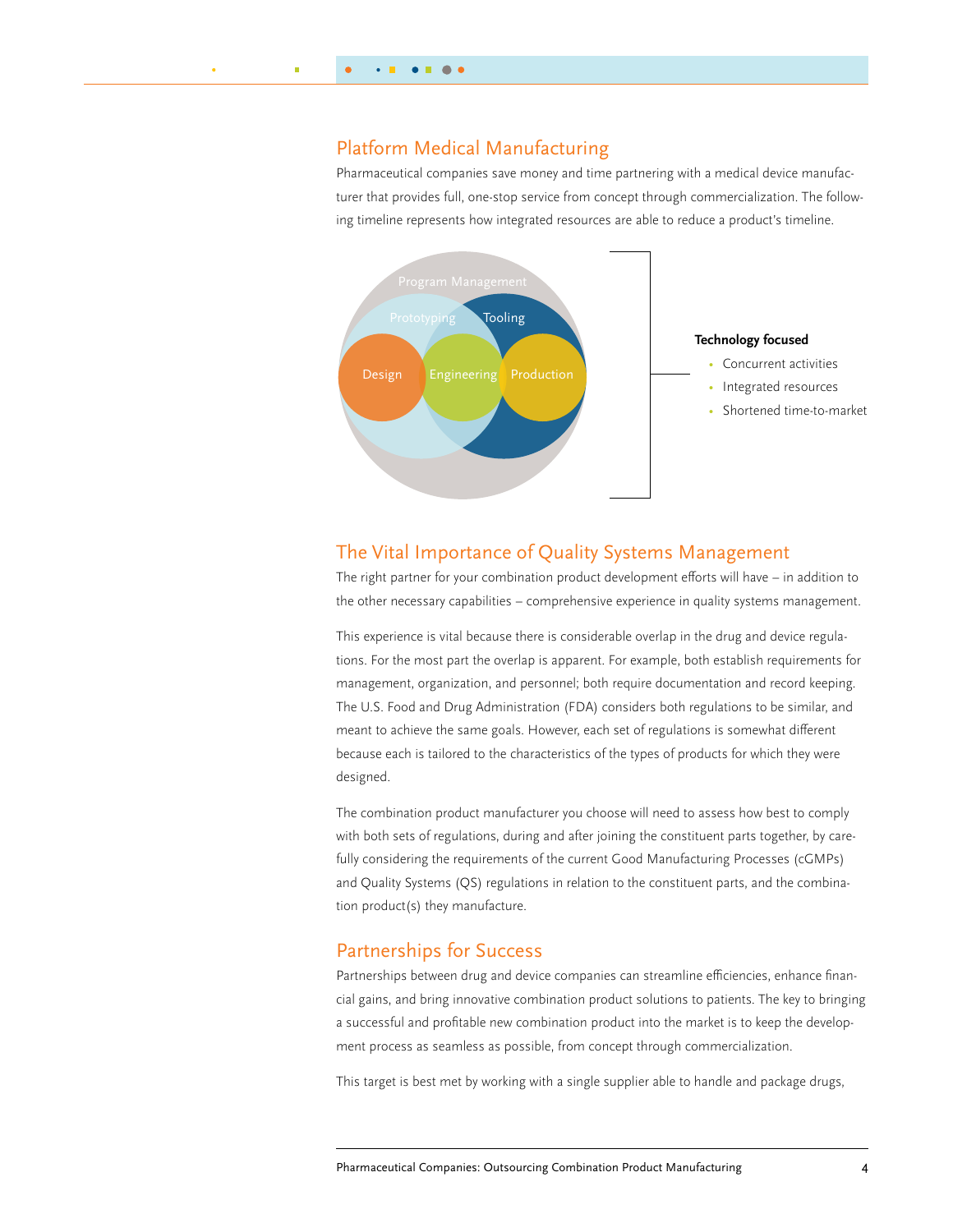## Platform Medical Manufacturing

Pharmaceutical companies save money and time partnering with a medical device manufacturer that provides full, one-stop service from concept through commercialization. The following timeline represents how integrated resources are able to reduce a product's timeline.

Program Management
Prototyping
Tooling
Design
Engineering
Production

**Technology focused**

- Concurrent activities
- Integrated resources
- Shortened time-to-market

## The Vital Importance of Quality Systems Management

The right partner for your combination product development efforts will have – in addition to the other necessary capabilities – comprehensive experience in quality systems management.

This experience is vital because there is considerable overlap in the drug and device regulations. For the most part the overlap is apparent. For example, both establish requirements for management, organization, and personnel; both require documentation and record keeping. The U.S. Food and Drug Administration (FDA) considers both regulations to be similar, and meant to achieve the same goals. However, each set of regulations is somewhat different because each is tailored to the characteristics of the types of products for which they were designed.

The combination product manufacturer you choose will need to assess how best to comply with both sets of regulations, during and after joining the constituent parts together, by carefully considering the requirements of the current Good Manufacturing Processes (cGMPs) and Quality Systems (QS) regulations in relation to the constituent parts, and the combination product(s) they manufacture.

## Partnerships for Success

Partnerships between drug and device companies can streamline efficiencies, enhance financial gains, and bring innovative combination product solutions to patients. The key to bringing a successful and profitable new combination product into the market is to keep the development process as seamless as possible, from concept through commercialization.

This target is best met by working with a single supplier able to handle and package drugs,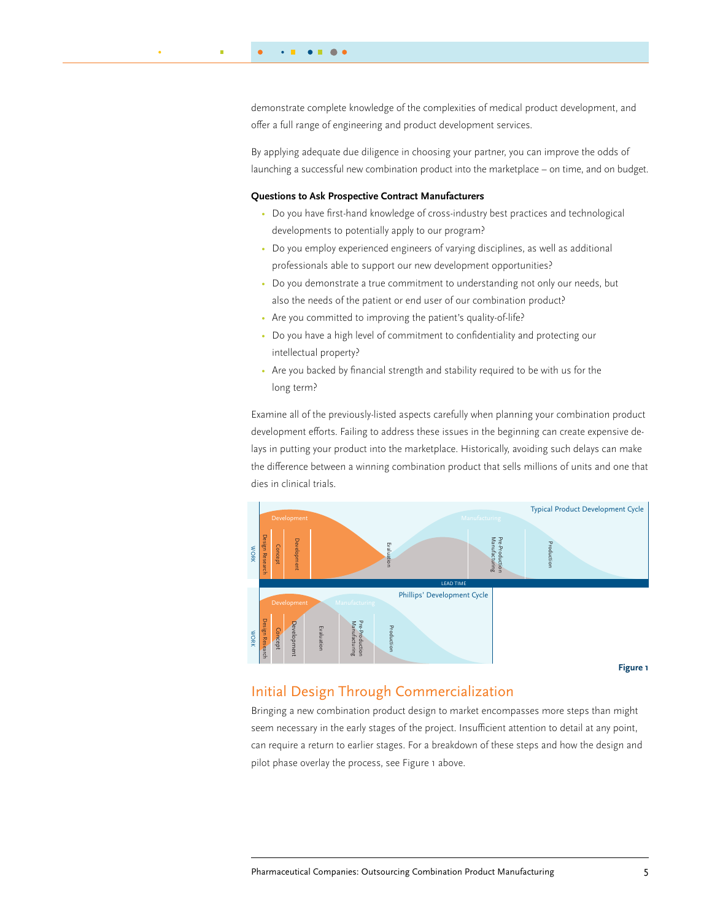demonstrate complete knowledge of the complexities of medical product development, and offer a full range of engineering and product development services.

By applying adequate due diligence in choosing your partner, you can improve the odds of launching a successful new combination product into the marketplace – on time, and on budget.

**Questions to Ask Prospective Contract Manufacturers**

- Do you have first-hand knowledge of cross-industry best practices and technological developments to potentially apply to our program?
- Do you employ experienced engineers of varying disciplines, as well as additional professionals able to support our new development opportunities?
- Do you demonstrate a true commitment to understanding not only our needs, but also the needs of the patient or end user of our combination product?
- Are you committed to improving the patient's quality-of-life?
- Do you have a high level of commitment to confidentiality and protecting our intellectual property?
- Are you backed by financial strength and stability required to be with us for the long term?

Examine all of the previously-listed aspects carefully when planning your combination product development efforts. Failing to address these issues in the beginning can create expensive delays in putting your product into the marketplace. Historically, avoiding such delays can make the difference between a winning combination product that sells millions of units and one that dies in clinical trials.

Typical Product Development Cycle

Development

Manufacturing

WORK

Design Research

Concept

Development

Evaluation

Pre-Production Manufacturing

Production

LEAD TIME

Phillips' Development Cycle

Development

Manufacturing

WORK

Design Research

Concept

Development

Evaluation

Pre-Production Manufacturing

Production

**Figure 1**

## Initial Design Through Commercialization

Bringing a new combination product design to market encompasses more steps than might seem necessary in the early stages of the project. Insufficient attention to detail at any point, can require a return to earlier stages. For a breakdown of these steps and how the design and pilot phase overlay the process, see Figure 1 above.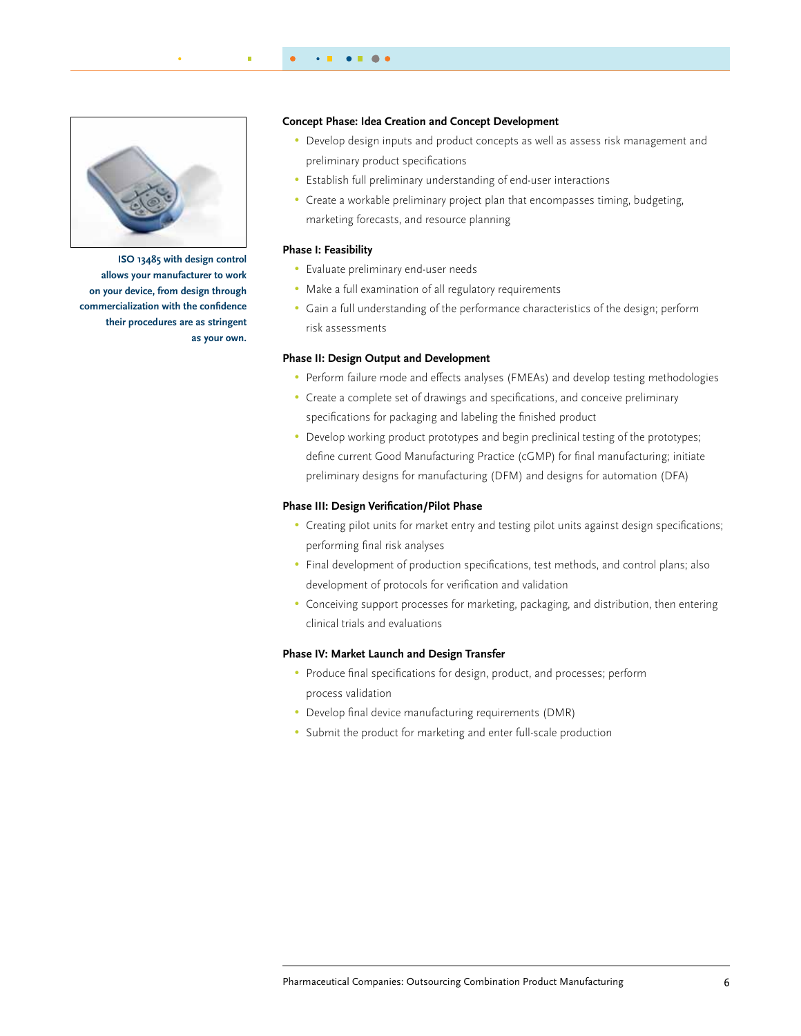ISO 13485 with design control allows your manufacturer to work on your device, from design through commercialization with the confidence their procedures are as stringent as your own.

**Concept Phase: Idea Creation and Concept Development**

- Develop design inputs and product concepts as well as assess risk management and preliminary product specifications
- Establish full preliminary understanding of end-user interactions
- Create a workable preliminary project plan that encompasses timing, budgeting, marketing forecasts, and resource planning

**Phase I: Feasibility**

- Evaluate preliminary end-user needs
- Make a full examination of all regulatory requirements
- Gain a full understanding of the performance characteristics of the design; perform risk assessments

**Phase II: Design Output and Development**

- Perform failure mode and effects analyses (FMEAs) and develop testing methodologies
- Create a complete set of drawings and specifications, and conceive preliminary specifications for packaging and labeling the finished product
- Develop working product prototypes and begin preclinical testing of the prototypes; define current Good Manufacturing Practice (cGMP) for final manufacturing; initiate preliminary designs for manufacturing (DFM) and designs for automation (DFA)

**Phase III: Design Verification/Pilot Phase**

- Creating pilot units for market entry and testing pilot units against design specifications; performing final risk analyses
- Final development of production specifications, test methods, and control plans; also development of protocols for verification and validation
- Conceiving support processes for marketing, packaging, and distribution, then entering clinical trials and evaluations

**Phase IV: Market Launch and Design Transfer**

- Produce final specifications for design, product, and processes; perform process validation
- Develop final device manufacturing requirements (DMR)
- Submit the product for marketing and enter full-scale production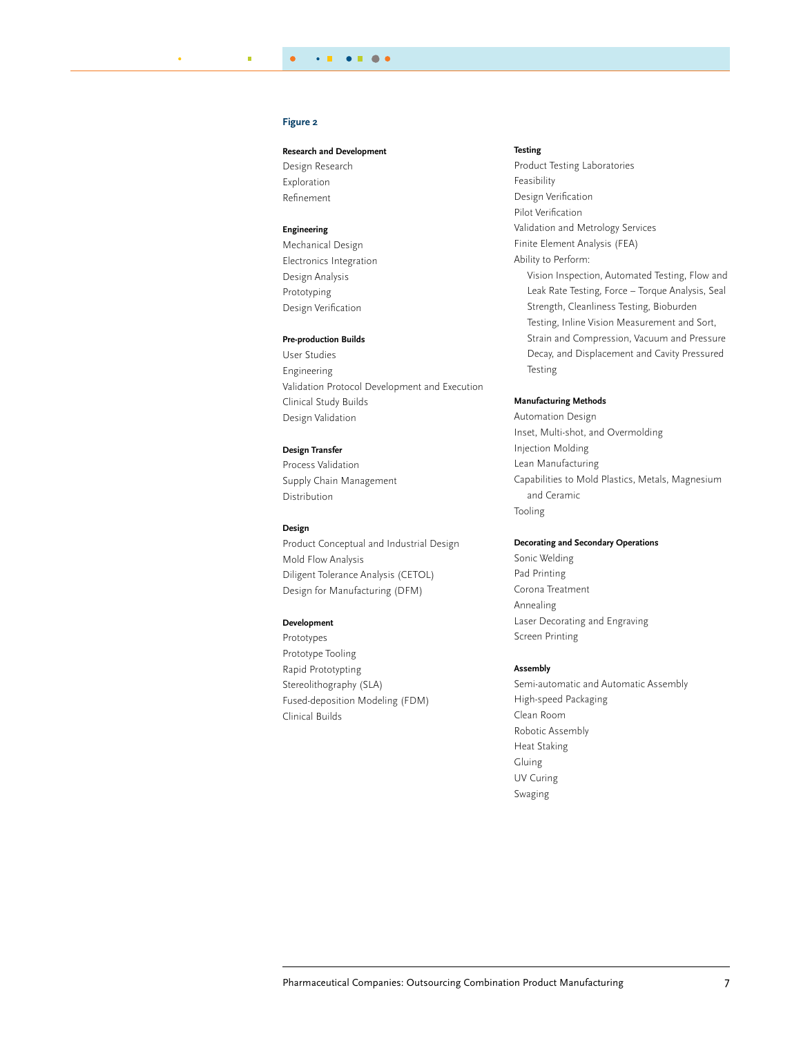**Figure 2**

**Research and Development**

Design Research
Exploration
Refinement

**Engineering**

Mechanical Design
Electronics Integration
Design Analysis
Prototyping
Design Verification

**Pre-production Builds**

User Studies
Engineering
Validation Protocol Development and Execution
Clinical Study Builds
Design Validation

**Design Transfer**

Process Validation
Supply Chain Management
Distribution

**Design**

Product Conceptual and Industrial Design
Mold Flow Analysis
Diligent Tolerance Analysis (CETOL)
Design for Manufacturing (DFM)

**Development**

Prototypes
Prototype Tooling
Rapid Prototypting
Stereolithography (SLA)
Fused-deposition Modeling (FDM)
Clinical Builds

**Testing**

Product Testing Laboratories
Feasibility
Design Verification
Pilot Verification
Validation and Metrology Services
Finite Element Analysis (FEA)
Ability to Perform:
Vision Inspection, Automated Testing, Flow and Leak Rate Testing, Force – Torque Analysis, Seal Strength, Cleanliness Testing, Bioburden Testing, Inline Vision Measurement and Sort, Strain and Compression, Vacuum and Pressure Decay, and Displacement and Cavity Pressured Testing

**Manufacturing Methods**

Automation Design
Inset, Multi-shot, and Overmolding
Injection Molding
Lean Manufacturing
Capabilities to Mold Plastics, Metals, Magnesium and Ceramic
Tooling

**Decorating and Secondary Operations**

Sonic Welding
Pad Printing
Corona Treatment
Annealing
Laser Decorating and Engraving
Screen Printing

**Assembly**

Semi-automatic and Automatic Assembly
High-speed Packaging
Clean Room
Robotic Assembly
Heat Staking
Gluing
UV Curing
Swaging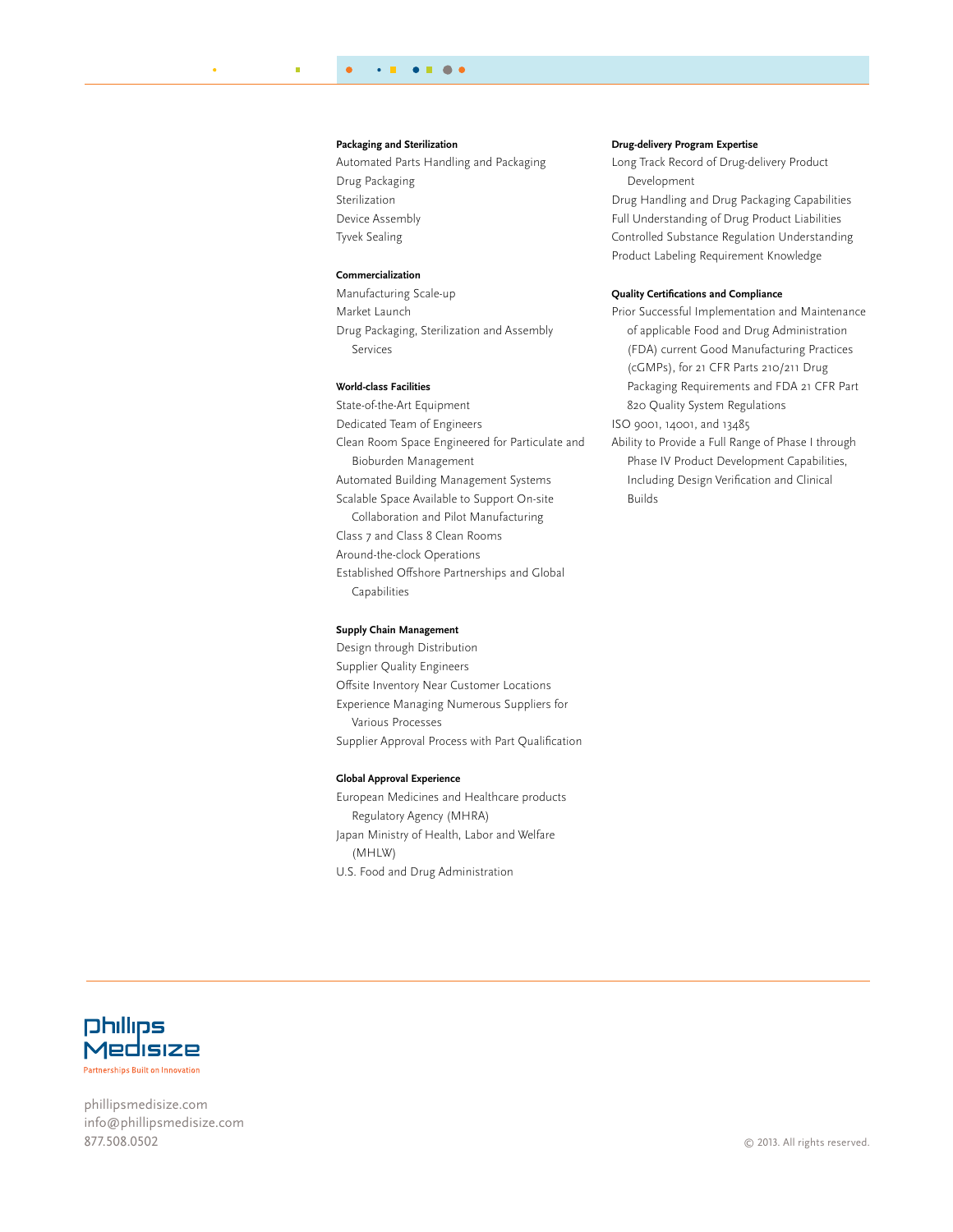### Packaging and Sterilization

- Automated Parts Handling and Packaging
- Drug Packaging
- Sterilization
- Device Assembly
- Tyvek Sealing

### Commercialization

- Manufacturing Scale-up
- Market Launch
- Drug Packaging, Sterilization and Assembly Services

### World-class Facilities

- State-of-the-Art Equipment
- Dedicated Team of Engineers
- Clean Room Space Engineered for Particulate and Bioburden Management
- Automated Building Management Systems
- Scalable Space Available to Support On-site Collaboration and Pilot Manufacturing
- Class 7 and Class 8 Clean Rooms
- Around-the-clock Operations
- Established Offshore Partnerships and Global Capabilities

### Supply Chain Management

- Design through Distribution
- Supplier Quality Engineers
- Offsite Inventory Near Customer Locations
- Experience Managing Numerous Suppliers for Various Processes
- Supplier Approval Process with Part Qualification

### Global Approval Experience

- European Medicines and Healthcare products Regulatory Agency (MHRA)
- Japan Ministry of Health, Labor and Welfare (MHLW)
- U.S. Food and Drug Administration

### Drug-delivery Program Expertise

- Long Track Record of Drug-delivery Product Development
- Drug Handling and Drug Packaging Capabilities
- Full Understanding of Drug Product Liabilities
- Controlled Substance Regulation Understanding
- Product Labeling Requirement Knowledge

### Quality Certifications and Compliance

- Prior Successful Implementation and Maintenance of applicable Food and Drug Administration (FDA) current Good Manufacturing Practices (cGMPs), for 21 CFR Parts 210/211 Drug Packaging Requirements and FDA 21 CFR Part 820 Quality System Regulations
- ISO 9001, 14001, and 13485
- Ability to Provide a Full Range of Phase I through Phase IV Product Development Capabilities, Including Design Verification and Clinical Builds

Phillips Medisize
Partnerships Built on Innovation

phillipsmedisize.com
info@phillipsmedisize.com
877.508.0502

© 2013. All rights reserved.